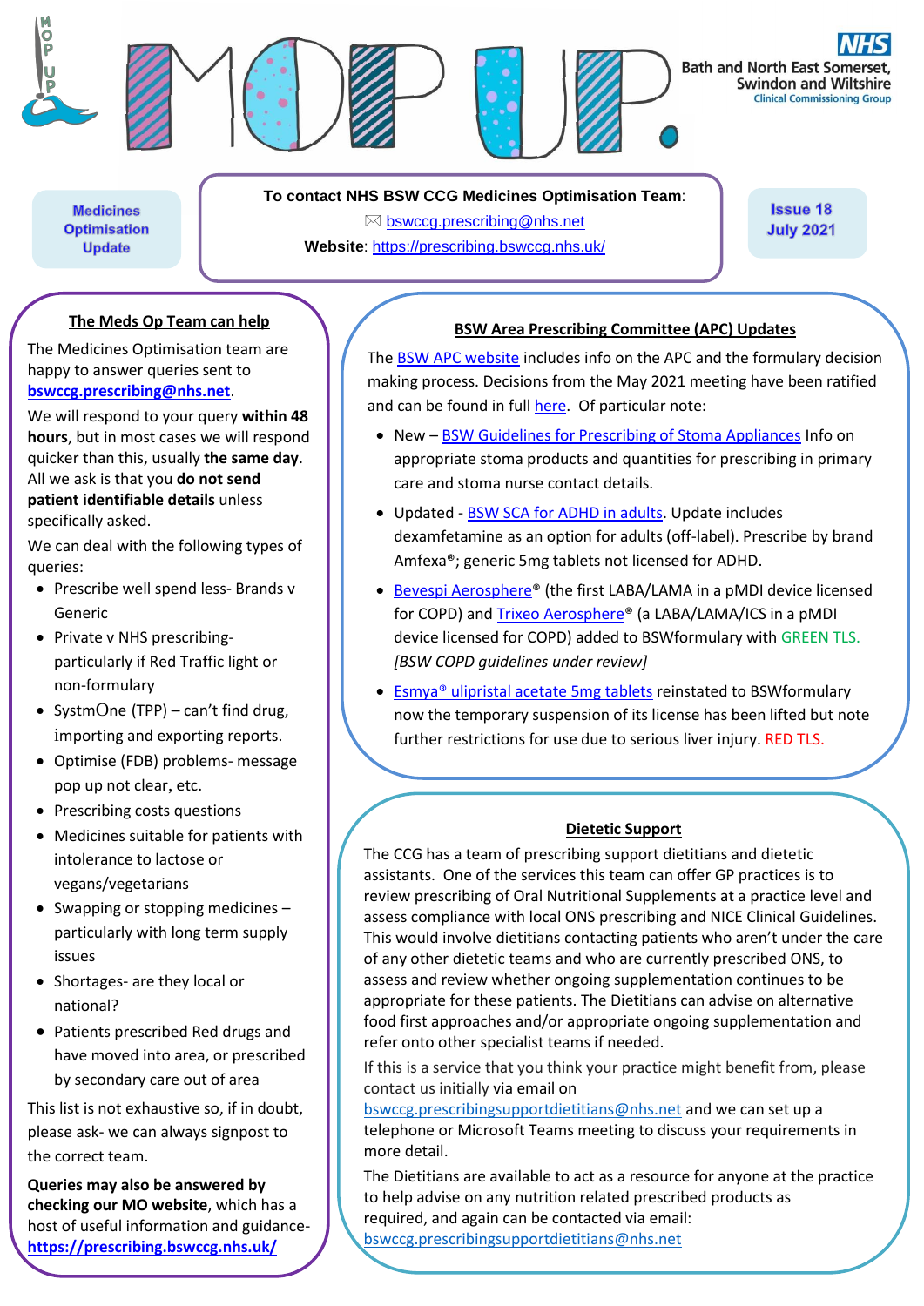# MOP UP.

NHS Bath and North East Somerset, Swindon and Wiltshire Clinical Commissioning Group

**Medicines Optimisation Update**

**To contact NHS BSW CCG Medicines Optimisation Team**:
✉ bswccg.prescribing@nhs.net
**Website**: https://prescribing.bswccg.nhs.uk/

**Issue 18**
**July 2021**

## The Meds Op Team can help

The Medicines Optimisation team are happy to answer queries sent to **bswccg.prescribing@nhs.net**.

We will respond to your query **within 48 hours**, but in most cases we will respond quicker than this, usually **the same day**. All we ask is that you **do not send patient identifiable details** unless specifically asked.

We can deal with the following types of queries:

- Prescribe well spend less- Brands v Generic
- Private v NHS prescribing- particularly if Red Traffic light or non-formulary
- SystmOne (TPP) – can't find drug, importing and exporting reports.
- Optimise (FDB) problems- message pop up not clear, etc.
- Prescribing costs questions
- Medicines suitable for patients with intolerance to lactose or vegans/vegetarians
- Swapping or stopping medicines – particularly with long term supply issues
- Shortages- are they local or national?
- Patients prescribed Red drugs and have moved into area, or prescribed by secondary care out of area

This list is not exhaustive so, if in doubt, please ask- we can always signpost to the correct team.

**Queries may also be answered by checking our MO website**, which has a host of useful information and guidance- **https://prescribing.bswccg.nhs.uk/**

## BSW Area Prescribing Committee (APC) Updates

The BSW APC website includes info on the APC and the formulary decision making process. Decisions from the May 2021 meeting have been ratified and can be found in full here. Of particular note:

- New – BSW Guidelines for Prescribing of Stoma Appliances Info on appropriate stoma products and quantities for prescribing in primary care and stoma nurse contact details.
- Updated - BSW SCA for ADHD in adults. Update includes dexamfetamine as an option for adults (off-label). Prescribe by brand Amfexa®; generic 5mg tablets not licensed for ADHD.
- Bevespi Aerosphere® (the first LABA/LAMA in a pMDI device licensed for COPD) and Trixeo Aerosphere® (a LABA/LAMA/ICS in a pMDI device licensed for COPD) added to BSWformulary with GREEN TLS. *[BSW COPD guidelines under review]*
- Esmya® ulipristal acetate 5mg tablets reinstated to BSWformulary now the temporary suspension of its license has been lifted but note further restrictions for use due to serious liver injury. RED TLS.

## Dietetic Support

The CCG has a team of prescribing support dietitians and dietetic assistants. One of the services this team can offer GP practices is to review prescribing of Oral Nutritional Supplements at a practice level and assess compliance with local ONS prescribing and NICE Clinical Guidelines. This would involve dietitians contacting patients who aren't under the care of any other dietetic teams and who are currently prescribed ONS, to assess and review whether ongoing supplementation continues to be appropriate for these patients. The Dietitians can advise on alternative food first approaches and/or appropriate ongoing supplementation and refer onto other specialist teams if needed.

If this is a service that you think your practice might benefit from, please contact us initially via email on bswccg.prescribingsupportdietitians@nhs.net and we can set up a telephone or Microsoft Teams meeting to discuss your requirements in more detail.

The Dietitians are available to act as a resource for anyone at the practice to help advise on any nutrition related prescribed products as required, and again can be contacted via email: bswccg.prescribingsupportdietitians@nhs.net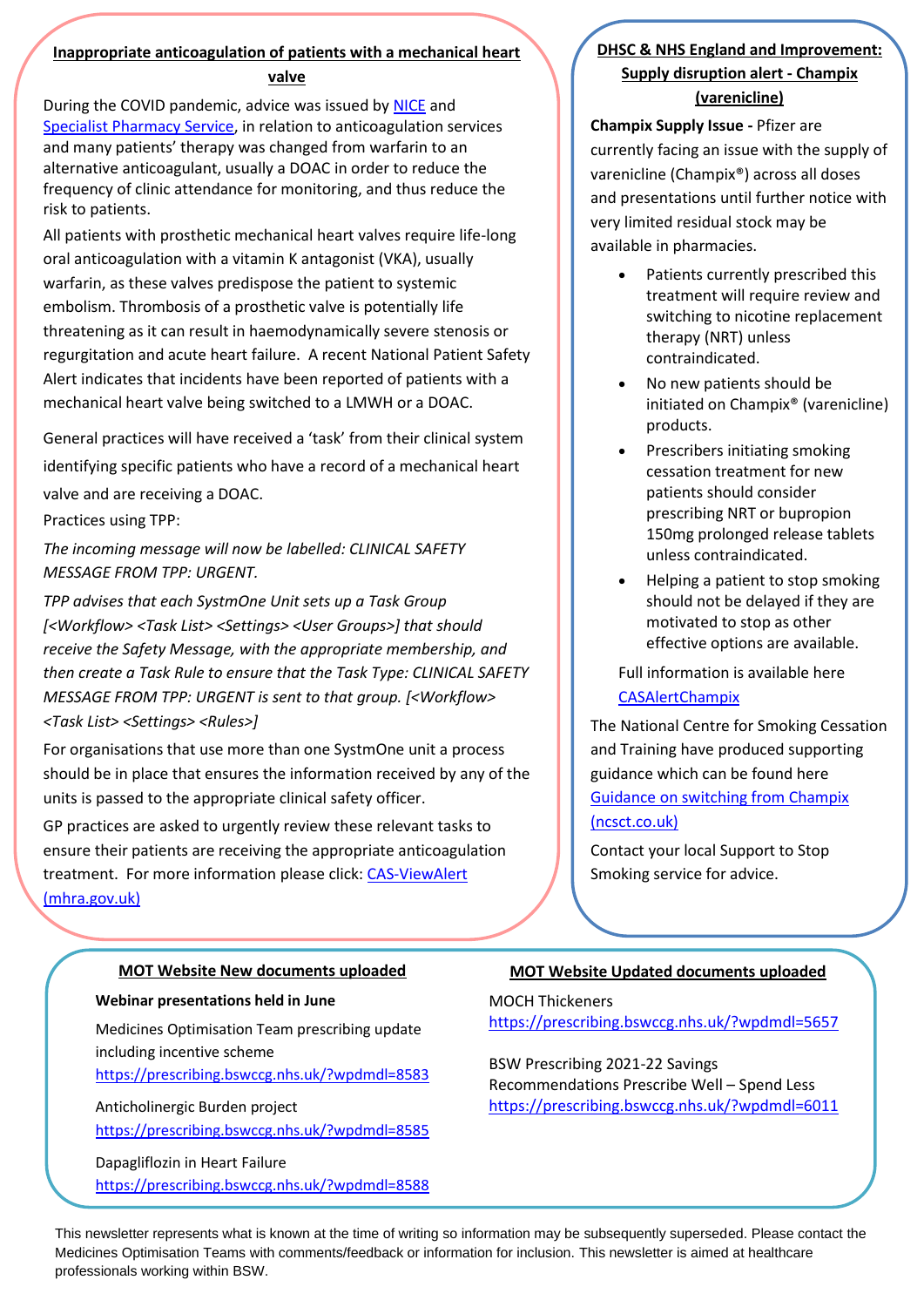## Inappropriate anticoagulation of patients with a mechanical heart valve

During the COVID pandemic, advice was issued by NICE and Specialist Pharmacy Service, in relation to anticoagulation services and many patients' therapy was changed from warfarin to an alternative anticoagulant, usually a DOAC in order to reduce the frequency of clinic attendance for monitoring, and thus reduce the risk to patients.

All patients with prosthetic mechanical heart valves require life-long oral anticoagulation with a vitamin K antagonist (VKA), usually warfarin, as these valves predispose the patient to systemic embolism. Thrombosis of a prosthetic valve is potentially life threatening as it can result in haemodynamically severe stenosis or regurgitation and acute heart failure. A recent National Patient Safety Alert indicates that incidents have been reported of patients with a mechanical heart valve being switched to a LMWH or a DOAC.

General practices will have received a 'task' from their clinical system identifying specific patients who have a record of a mechanical heart valve and are receiving a DOAC.

Practices using TPP:

*The incoming message will now be labelled: CLINICAL SAFETY MESSAGE FROM TPP: URGENT.*

*TPP advises that each SystmOne Unit sets up a Task Group [<Workflow> <Task List> <Settings> <User Groups>] that should receive the Safety Message, with the appropriate membership, and then create a Task Rule to ensure that the Task Type: CLINICAL SAFETY MESSAGE FROM TPP: URGENT is sent to that group. [<Workflow> <Task List> <Settings> <Rules>]*

For organisations that use more than one SystmOne unit a process should be in place that ensures the information received by any of the units is passed to the appropriate clinical safety officer.

GP practices are asked to urgently review these relevant tasks to ensure their patients are receiving the appropriate anticoagulation treatment. For more information please click: CAS-ViewAlert (mhra.gov.uk)

## DHSC & NHS England and Improvement: Supply disruption alert - Champix (varenicline)

**Champix Supply Issue -** Pfizer are currently facing an issue with the supply of varenicline (Champix®) across all doses and presentations until further notice with very limited residual stock may be available in pharmacies.

- Patients currently prescribed this treatment will require review and switching to nicotine replacement therapy (NRT) unless contraindicated.
- No new patients should be initiated on Champix® (varenicline) products.
- Prescribers initiating smoking cessation treatment for new patients should consider prescribing NRT or bupropion 150mg prolonged release tablets unless contraindicated.
- Helping a patient to stop smoking should not be delayed if they are motivated to stop as other effective options are available.

Full information is available here CASAlertChampix

The National Centre for Smoking Cessation and Training have produced supporting guidance which can be found here Guidance on switching from Champix (ncsct.co.uk)

Contact your local Support to Stop Smoking service for advice.

## MOT Website New documents uploaded

**Webinar presentations held in June**

Medicines Optimisation Team prescribing update including incentive scheme
https://prescribing.bswccg.nhs.uk/?wpdmdl=8583

Anticholinergic Burden project
https://prescribing.bswccg.nhs.uk/?wpdmdl=8585

Dapagliflozin in Heart Failure
https://prescribing.bswccg.nhs.uk/?wpdmdl=8588

## MOT Website Updated documents uploaded

MOCH Thickeners
https://prescribing.bswccg.nhs.uk/?wpdmdl=5657

BSW Prescribing 2021-22 Savings Recommendations Prescribe Well – Spend Less
https://prescribing.bswccg.nhs.uk/?wpdmdl=6011

This newsletter represents what is known at the time of writing so information may be subsequently superseded. Please contact the Medicines Optimisation Teams with comments/feedback or information for inclusion. This newsletter is aimed at healthcare professionals working within BSW.